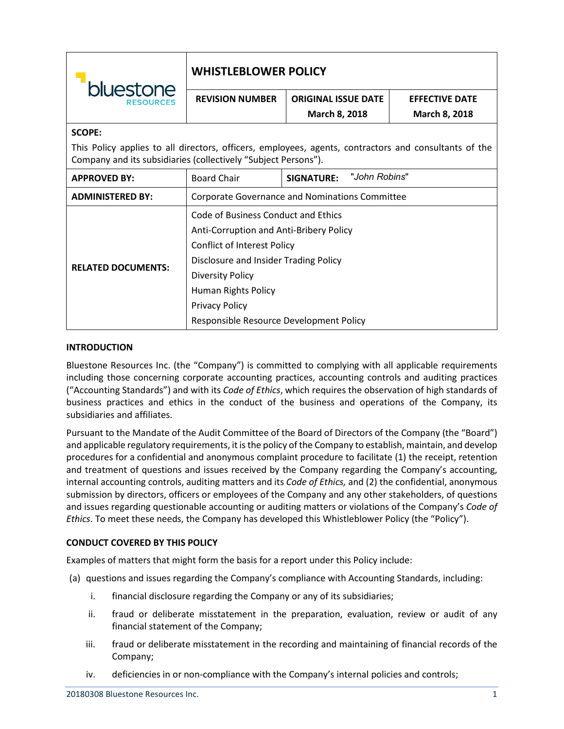| bluestone RESOURCES | WHISTLEBLOWER POLICY | | |
|---|---|---|---|
| | **REVISION NUMBER** | **ORIGINAL ISSUE DATE** March 8, 2018 | **EFFECTIVE DATE** March 8, 2018 |
| **SCOPE:** This Policy applies to all directors, officers, employees, agents, contractors and consultants of the Company and its subsidiaries (collectively "Subject Persons"). | | | |
| **APPROVED BY:** | Board Chair | **SIGNATURE:** "*John Robins*" | |
| **ADMINISTERED BY:** | Corporate Governance and Nominations Committee | | |
| **RELATED DOCUMENTS:** | Code of Business Conduct and Ethics<br>Anti-Corruption and Anti-Bribery Policy<br>Conflict of Interest Policy<br>Disclosure and Insider Trading Policy<br>Diversity Policy<br>Human Rights Policy<br>Privacy Policy<br>Responsible Resource Development Policy | | |

## INTRODUCTION

Bluestone Resources Inc. (the "Company") is committed to complying with all applicable requirements including those concerning corporate accounting practices, accounting controls and auditing practices ("Accounting Standards") and with its *Code of Ethics*, which requires the observation of high standards of business practices and ethics in the conduct of the business and operations of the Company, its subsidiaries and affiliates.

Pursuant to the Mandate of the Audit Committee of the Board of Directors of the Company (the "Board") and applicable regulatory requirements, it is the policy of the Company to establish, maintain, and develop procedures for a confidential and anonymous complaint procedure to facilitate (1) the receipt, retention and treatment of questions and issues received by the Company regarding the Company's accounting, internal accounting controls, auditing matters and its *Code of Ethics,* and (2) the confidential, anonymous submission by directors, officers or employees of the Company and any other stakeholders, of questions and issues regarding questionable accounting or auditing matters or violations of the Company's *Code of Ethics*. To meet these needs, the Company has developed this Whistleblower Policy (the "Policy").

## CONDUCT COVERED BY THIS POLICY

Examples of matters that might form the basis for a report under this Policy include:

(a) questions and issues regarding the Company's compliance with Accounting Standards, including:

   i. financial disclosure regarding the Company or any of its subsidiaries;

   ii. fraud or deliberate misstatement in the preparation, evaluation, review or audit of any financial statement of the Company;

   iii. fraud or deliberate misstatement in the recording and maintaining of financial records of the Company;

   iv. deficiencies in or non-compliance with the Company's internal policies and controls;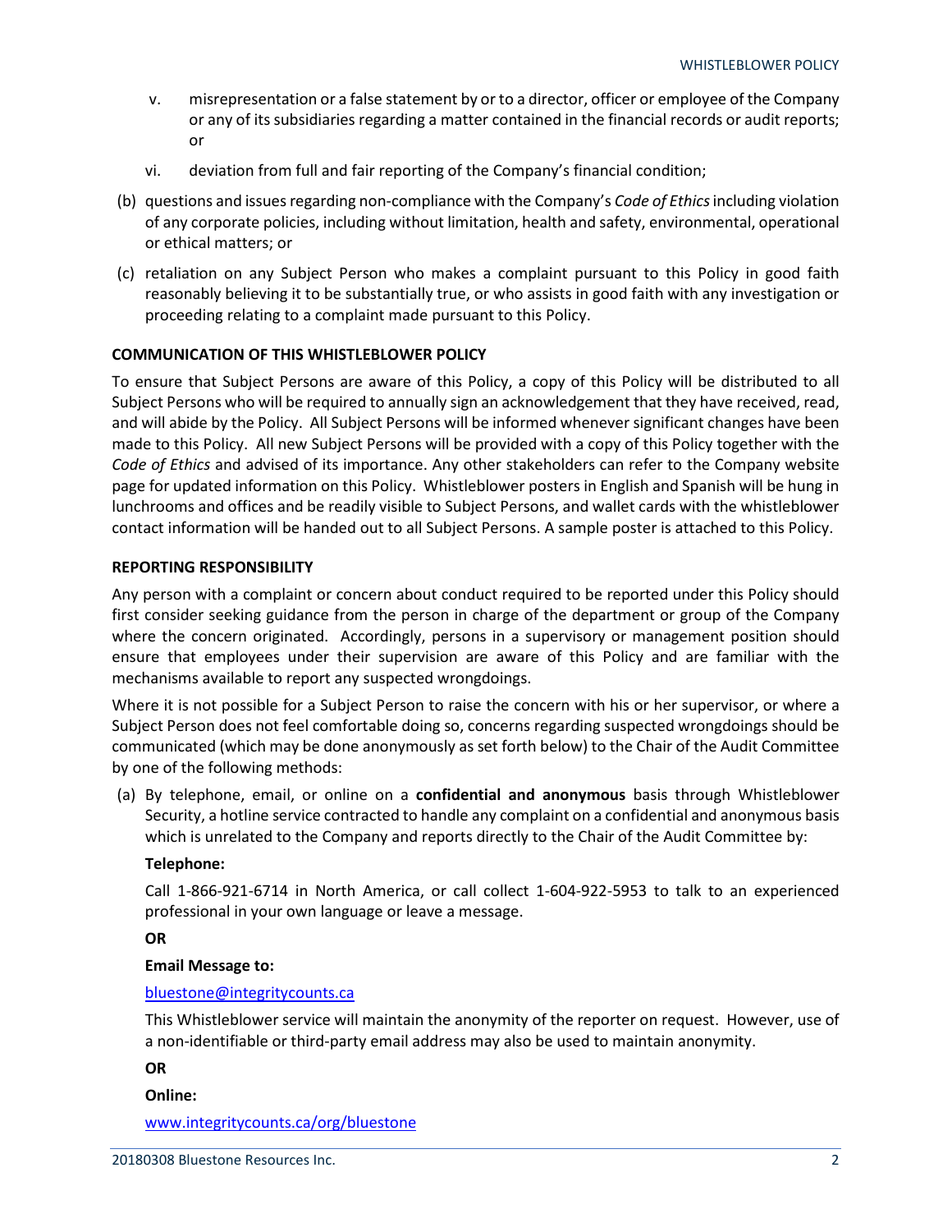v. misrepresentation or a false statement by or to a director, officer or employee of the Company or any of its subsidiaries regarding a matter contained in the financial records or audit reports; or

vi. deviation from full and fair reporting of the Company's financial condition;

(b) questions and issues regarding non-compliance with the Company's *Code of Ethics* including violation of any corporate policies, including without limitation, health and safety, environmental, operational or ethical matters; or

(c) retaliation on any Subject Person who makes a complaint pursuant to this Policy in good faith reasonably believing it to be substantially true, or who assists in good faith with any investigation or proceeding relating to a complaint made pursuant to this Policy.

**COMMUNICATION OF THIS WHISTLEBLOWER POLICY**

To ensure that Subject Persons are aware of this Policy, a copy of this Policy will be distributed to all Subject Persons who will be required to annually sign an acknowledgement that they have received, read, and will abide by the Policy. All Subject Persons will be informed whenever significant changes have been made to this Policy. All new Subject Persons will be provided with a copy of this Policy together with the *Code of Ethics* and advised of its importance. Any other stakeholders can refer to the Company website page for updated information on this Policy. Whistleblower posters in English and Spanish will be hung in lunchrooms and offices and be readily visible to Subject Persons, and wallet cards with the whistleblower contact information will be handed out to all Subject Persons. A sample poster is attached to this Policy.

**REPORTING RESPONSIBILITY**

Any person with a complaint or concern about conduct required to be reported under this Policy should first consider seeking guidance from the person in charge of the department or group of the Company where the concern originated. Accordingly, persons in a supervisory or management position should ensure that employees under their supervision are aware of this Policy and are familiar with the mechanisms available to report any suspected wrongdoings.

Where it is not possible for a Subject Person to raise the concern with his or her supervisor, or where a Subject Person does not feel comfortable doing so, concerns regarding suspected wrongdoings should be communicated (which may be done anonymously as set forth below) to the Chair of the Audit Committee by one of the following methods:

(a) By telephone, email, or online on a **confidential and anonymous** basis through Whistleblower Security, a hotline service contracted to handle any complaint on a confidential and anonymous basis which is unrelated to the Company and reports directly to the Chair of the Audit Committee by:

**Telephone:**

Call 1-866-921-6714 in North America, or call collect 1-604-922-5953 to talk to an experienced professional in your own language or leave a message.

**OR**

**Email Message to:**

bluestone@integritycounts.ca

This Whistleblower service will maintain the anonymity of the reporter on request. However, use of a non-identifiable or third-party email address may also be used to maintain anonymity.

**OR**

**Online:**

www.integritycounts.ca/org/bluestone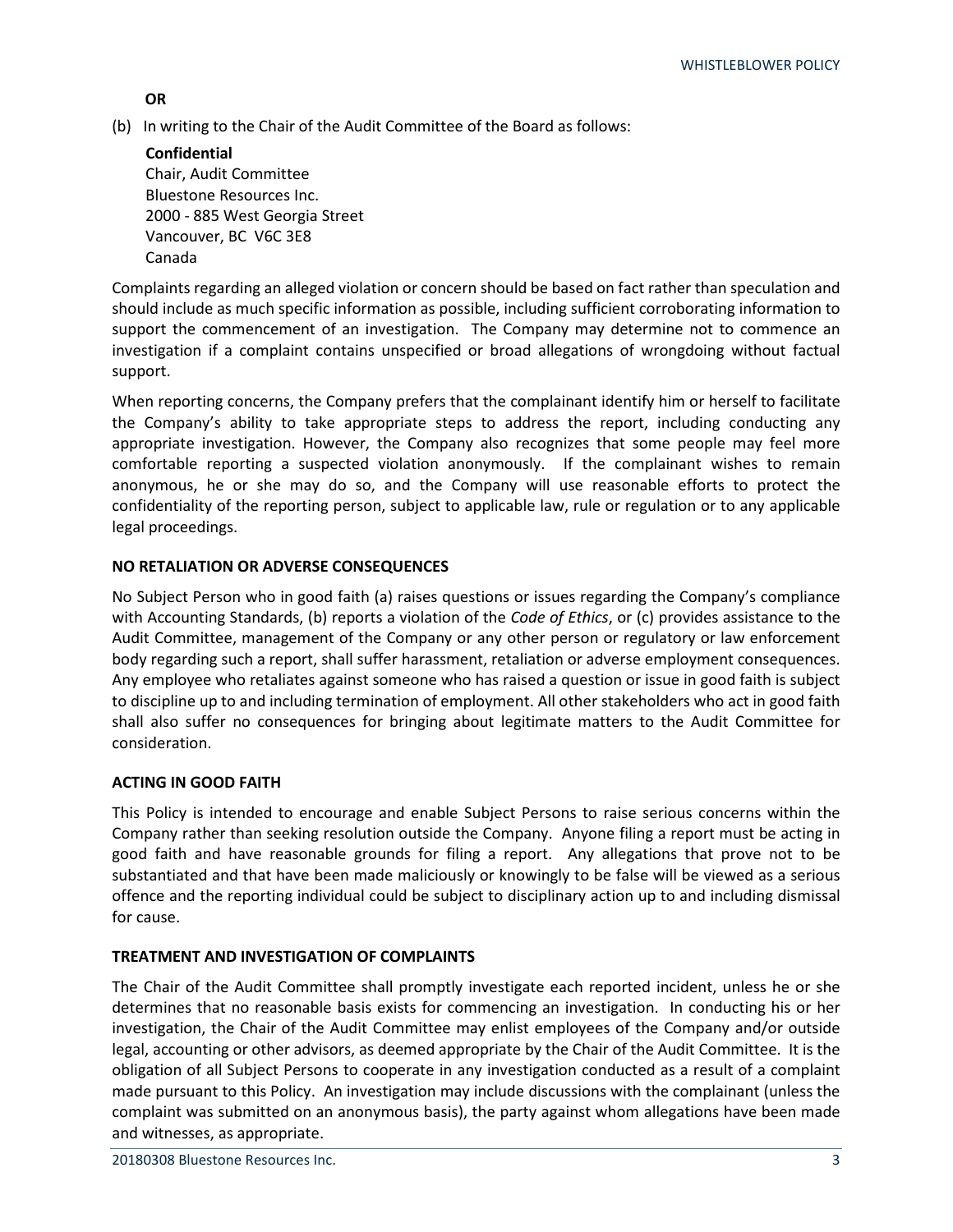**OR**

(b) In writing to the Chair of the Audit Committee of the Board as follows:

**Confidential**  
Chair, Audit Committee  
Bluestone Resources Inc.  
2000 - 885 West Georgia Street  
Vancouver, BC V6C 3E8  
Canada

Complaints regarding an alleged violation or concern should be based on fact rather than speculation and should include as much specific information as possible, including sufficient corroborating information to support the commencement of an investigation. The Company may determine not to commence an investigation if a complaint contains unspecified or broad allegations of wrongdoing without factual support.

When reporting concerns, the Company prefers that the complainant identify him or herself to facilitate the Company's ability to take appropriate steps to address the report, including conducting any appropriate investigation. However, the Company also recognizes that some people may feel more comfortable reporting a suspected violation anonymously. If the complainant wishes to remain anonymous, he or she may do so, and the Company will use reasonable efforts to protect the confidentiality of the reporting person, subject to applicable law, rule or regulation or to any applicable legal proceedings.

## NO RETALIATION OR ADVERSE CONSEQUENCES

No Subject Person who in good faith (a) raises questions or issues regarding the Company's compliance with Accounting Standards, (b) reports a violation of the *Code of Ethics*, or (c) provides assistance to the Audit Committee, management of the Company or any other person or regulatory or law enforcement body regarding such a report, shall suffer harassment, retaliation or adverse employment consequences. Any employee who retaliates against someone who has raised a question or issue in good faith is subject to discipline up to and including termination of employment. All other stakeholders who act in good faith shall also suffer no consequences for bringing about legitimate matters to the Audit Committee for consideration.

## ACTING IN GOOD FAITH

This Policy is intended to encourage and enable Subject Persons to raise serious concerns within the Company rather than seeking resolution outside the Company. Anyone filing a report must be acting in good faith and have reasonable grounds for filing a report. Any allegations that prove not to be substantiated and that have been made maliciously or knowingly to be false will be viewed as a serious offence and the reporting individual could be subject to disciplinary action up to and including dismissal for cause.

## TREATMENT AND INVESTIGATION OF COMPLAINTS

The Chair of the Audit Committee shall promptly investigate each reported incident, unless he or she determines that no reasonable basis exists for commencing an investigation. In conducting his or her investigation, the Chair of the Audit Committee may enlist employees of the Company and/or outside legal, accounting or other advisors, as deemed appropriate by the Chair of the Audit Committee. It is the obligation of all Subject Persons to cooperate in any investigation conducted as a result of a complaint made pursuant to this Policy. An investigation may include discussions with the complainant (unless the complaint was submitted on an anonymous basis), the party against whom allegations have been made and witnesses, as appropriate.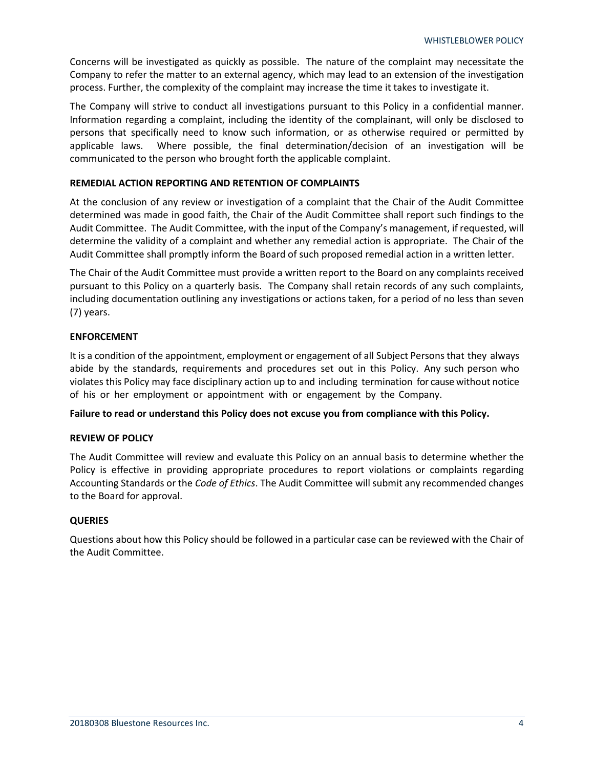Concerns will be investigated as quickly as possible. The nature of the complaint may necessitate the Company to refer the matter to an external agency, which may lead to an extension of the investigation process. Further, the complexity of the complaint may increase the time it takes to investigate it.

The Company will strive to conduct all investigations pursuant to this Policy in a confidential manner. Information regarding a complaint, including the identity of the complainant, will only be disclosed to persons that specifically need to know such information, or as otherwise required or permitted by applicable laws. Where possible, the final determination/decision of an investigation will be communicated to the person who brought forth the applicable complaint.

## REMEDIAL ACTION REPORTING AND RETENTION OF COMPLAINTS

At the conclusion of any review or investigation of a complaint that the Chair of the Audit Committee determined was made in good faith, the Chair of the Audit Committee shall report such findings to the Audit Committee. The Audit Committee, with the input of the Company's management, if requested, will determine the validity of a complaint and whether any remedial action is appropriate. The Chair of the Audit Committee shall promptly inform the Board of such proposed remedial action in a written letter.

The Chair of the Audit Committee must provide a written report to the Board on any complaints received pursuant to this Policy on a quarterly basis. The Company shall retain records of any such complaints, including documentation outlining any investigations or actions taken, for a period of no less than seven (7) years.

## ENFORCEMENT

It is a condition of the appointment, employment or engagement of all Subject Persons that they always abide by the standards, requirements and procedures set out in this Policy. Any such person who violates this Policy may face disciplinary action up to and including termination for cause without notice of his or her employment or appointment with or engagement by the Company.

**Failure to read or understand this Policy does not excuse you from compliance with this Policy.**

## REVIEW OF POLICY

The Audit Committee will review and evaluate this Policy on an annual basis to determine whether the Policy is effective in providing appropriate procedures to report violations or complaints regarding Accounting Standards or the *Code of Ethics*. The Audit Committee will submit any recommended changes to the Board for approval.

## QUERIES

Questions about how this Policy should be followed in a particular case can be reviewed with the Chair of the Audit Committee.